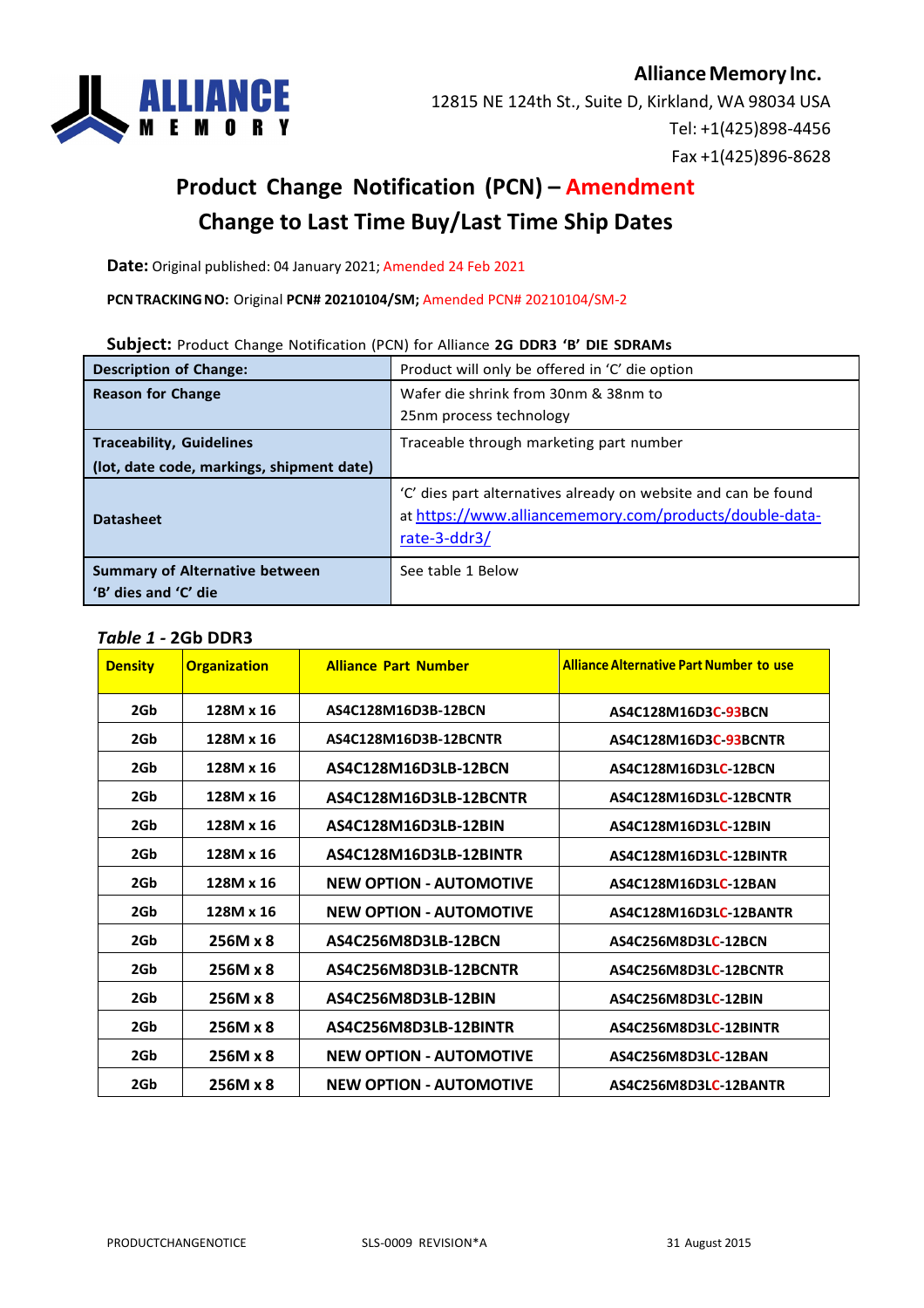**ALLIANCE MEMORY**

**Alliance Memory Inc.**
12815 NE 124th St., Suite D, Kirkland, WA 98034 USA
Tel: +1(425)898-4456
Fax +1(425)896-8628

# Product Change Notification (PCN) – Amendment
## Change to Last Time Buy/Last Time Ship Dates

**Date:** Original published: 04 January 2021; Amended 24 Feb 2021

**PCN TRACKING NO:** Original **PCN# 20210104/SM;** Amended PCN# 20210104/SM-2

**Subject:** Product Change Notification (PCN) for Alliance **2G DDR3 'B' DIE SDRAMs**

| | |
|---|---|
| **Description of Change:** | Product will only be offered in 'C' die option |
| **Reason for Change** | Wafer die shrink from 30nm & 38nm to 25nm process technology |
| **Traceability, Guidelines (lot, date code, markings, shipment date)** | Traceable through marketing part number |
| **Datasheet** | 'C' dies part alternatives already on website and can be found at https://www.alliancememory.com/products/double-data-rate-3-ddr3/ |
| **Summary of Alternative between 'B' dies and 'C' die** | See table 1 Below |

***Table 1*** **- 2Gb DDR3**

| Density | Organization | Alliance Part Number | Alliance Alternative Part Number to use |
|---|---|---|---|
| 2Gb | 128M x 16 | AS4C128M16D3B-12BCN | AS4C128M16D3C-93BCN |
| 2Gb | 128M x 16 | AS4C128M16D3B-12BCNTR | AS4C128M16D3C-93BCNTR |
| 2Gb | 128M x 16 | AS4C128M16D3LB-12BCN | AS4C128M16D3LC-12BCN |
| 2Gb | 128M x 16 | AS4C128M16D3LB-12BCNTR | AS4C128M16D3LC-12BCNTR |
| 2Gb | 128M x 16 | AS4C128M16D3LB-12BIN | AS4C128M16D3LC-12BIN |
| 2Gb | 128M x 16 | AS4C128M16D3LB-12BINTR | AS4C128M16D3LC-12BINTR |
| 2Gb | 128M x 16 | NEW OPTION - AUTOMOTIVE | AS4C128M16D3LC-12BAN |
| 2Gb | 128M x 16 | NEW OPTION - AUTOMOTIVE | AS4C128M16D3LC-12BANTR |
| 2Gb | 256M x 8 | AS4C256M8D3LB-12BCN | AS4C256M8D3LC-12BCN |
| 2Gb | 256M x 8 | AS4C256M8D3LB-12BCNTR | AS4C256M8D3LC-12BCNTR |
| 2Gb | 256M x 8 | AS4C256M8D3LB-12BIN | AS4C256M8D3LC-12BIN |
| 2Gb | 256M x 8 | AS4C256M8D3LB-12BINTR | AS4C256M8D3LC-12BINTR |
| 2Gb | 256M x 8 | NEW OPTION - AUTOMOTIVE | AS4C256M8D3LC-12BAN |
| 2Gb | 256M x 8 | NEW OPTION - AUTOMOTIVE | AS4C256M8D3LC-12BANTR |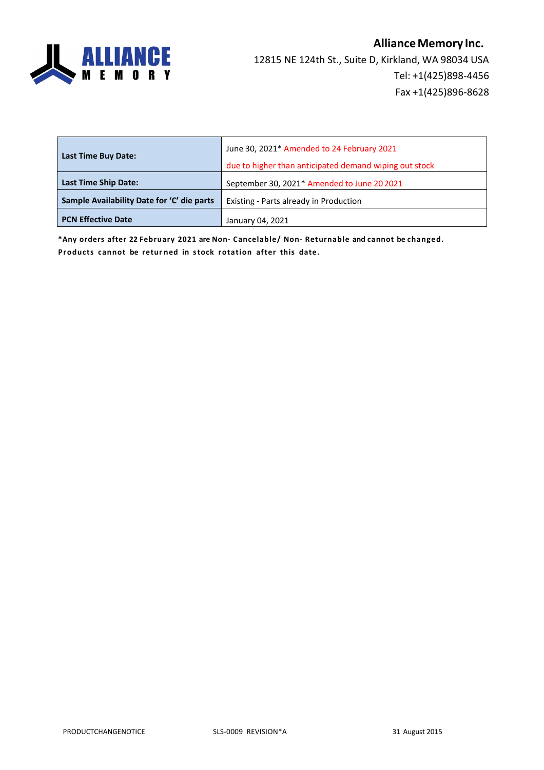**Alliance Memory Inc.**
12815 NE 124th St., Suite D, Kirkland, WA 98034 USA
Tel: +1(425)898-4456
Fax +1(425)896-8628

| | |
|---|---|
| **Last Time Buy Date:** | June 30, 2021* Amended to 24 February 2021<br>due to higher than anticipated demand wiping out stock |
| **Last Time Ship Date:** | September 30, 2021* Amended to June 20 2021 |
| **Sample Availability Date for 'C' die parts** | Existing - Parts already in Production |
| **PCN Effective Date** | January 04, 2021 |

**\*Any orders after 22 February 2021 are Non- Cancelable/ Non- Returnable and cannot be changed. Products cannot be returned in stock rotation after this date.**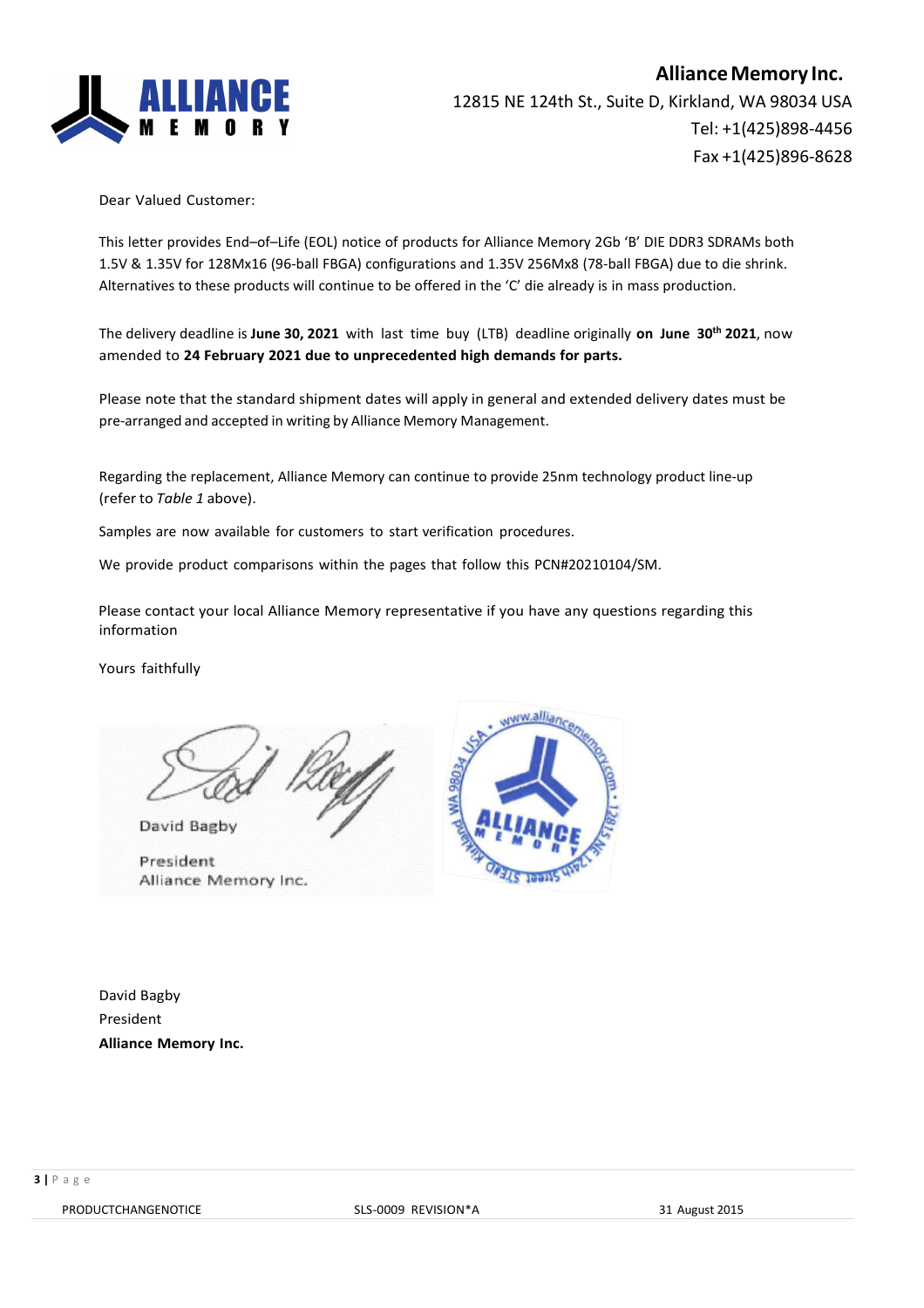**Alliance Memory Inc.**
12815 NE 124th St., Suite D, Kirkland, WA 98034 USA
Tel: +1(425)898-4456
Fax +1(425)896-8628

Dear Valued Customer:

This letter provides End–of–Life (EOL) notice of products for Alliance Memory 2Gb 'B' DIE DDR3 SDRAMs both 1.5V & 1.35V for 128Mx16 (96-ball FBGA) configurations and 1.35V 256Mx8 (78-ball FBGA) due to die shrink. Alternatives to these products will continue to be offered in the 'C' die already is in mass production.

The delivery deadline is **June 30, 2021** with last time buy (LTB) deadline originally **on June 30th 2021**, now amended to **24 February 2021 due to unprecedented high demands for parts.**

Please note that the standard shipment dates will apply in general and extended delivery dates must be pre-arranged and accepted in writing by Alliance Memory Management.

Regarding the replacement, Alliance Memory can continue to provide 25nm technology product line-up (refer to *Table 1* above).

Samples are now available for customers to start verification procedures.

We provide product comparisons within the pages that follow this PCN#20210104/SM.

Please contact your local Alliance Memory representative if you have any questions regarding this information

Yours faithfully

David Bagby
President
Alliance Memory Inc.

David Bagby
President
**Alliance Memory Inc.**

PRODUCTCHANGENOTICE SLS-0009 REVISION*A 31 August 2015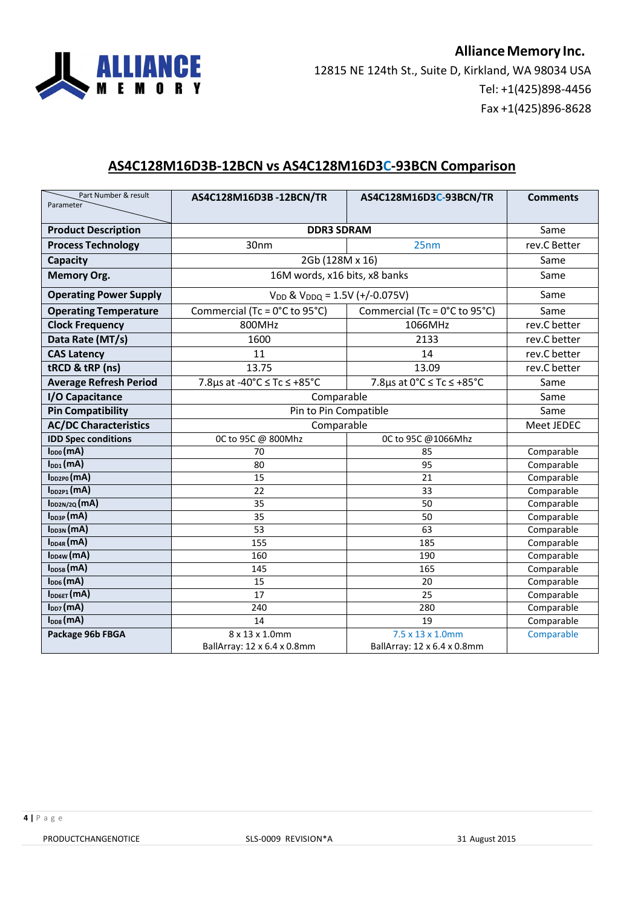## AS4C128M16D3B-12BCN vs AS4C128M16D3C-93BCN Comparison

| Parameter \ Part Number & result | AS4C128M16D3B -12BCN/TR | AS4C128M16D3C-93BCN/TR | Comments |
|---|---|---|---|
| **Product Description** | DDR3 SDRAM | | Same |
| **Process Technology** | 30nm | 25nm | rev.C Better |
| **Capacity** | 2Gb (128M x 16) | | Same |
| **Memory Org.** | 16M words, x16 bits, x8 banks | | Same |
| **Operating Power Supply** | $V_{DD}$ & $V_{DDQ}$ = 1.5V (+/-0.075V) | | Same |
| **Operating Temperature** | Commercial (Tc = 0°C to 95°C) | Commercial (Tc = 0°C to 95°C) | Same |
| **Clock Frequency** | 800MHz | 1066MHz | rev.C better |
| **Data Rate (MT/s)** | 1600 | 2133 | rev.C better |
| **CAS Latency** | 11 | 14 | rev.C better |
| **tRCD & tRP (ns)** | 13.75 | 13.09 | rev.C better |
| **Average Refresh Period** | 7.8µs at -40°C ≤ Tc ≤ +85°C | 7.8µs at 0°C ≤ Tc ≤ +85°C | Same |
| **I/O Capacitance** | Comparable | | Same |
| **Pin Compatibility** | Pin to Pin Compatible | | Same |
| **AC/DC Characteristics** | Comparable | | Meet JEDEC |
| **IDD Spec conditions** | 0C to 95C @ 800Mhz | 0C to 95C @1066Mhz | |
| $I_{DD0}$ (mA) | 70 | 85 | Comparable |
| $I_{DD1}$ (mA) | 80 | 95 | Comparable |
| $I_{DD2P0}$ (mA) | 15 | 21 | Comparable |
| $I_{DD2P1}$ (mA) | 22 | 33 | Comparable |
| $I_{DD2N/2Q}$ (mA) | 35 | 50 | Comparable |
| $I_{DD3P}$ (mA) | 35 | 50 | Comparable |
| $I_{DD3N}$ (mA) | 53 | 63 | Comparable |
| $I_{DD4R}$ (mA) | 155 | 185 | Comparable |
| $I_{DD4W}$ (mA) | 160 | 190 | Comparable |
| $I_{DD5B}$ (mA) | 145 | 165 | Comparable |
| $I_{DD6}$ (mA) | 15 | 20 | Comparable |
| $I_{DD6ET}$ (mA) | 17 | 25 | Comparable |
| $I_{DD7}$ (mA) | 240 | 280 | Comparable |
| $I_{DD8}$ (mA) | 14 | 19 | Comparable |
| **Package 96b FBGA** | 8 x 13 x 1.0mm<br>BallArray: 12 x 6.4 x 0.8mm | 7.5 x 13 x 1.0mm<br>BallArray: 12 x 6.4 x 0.8mm | Comparable |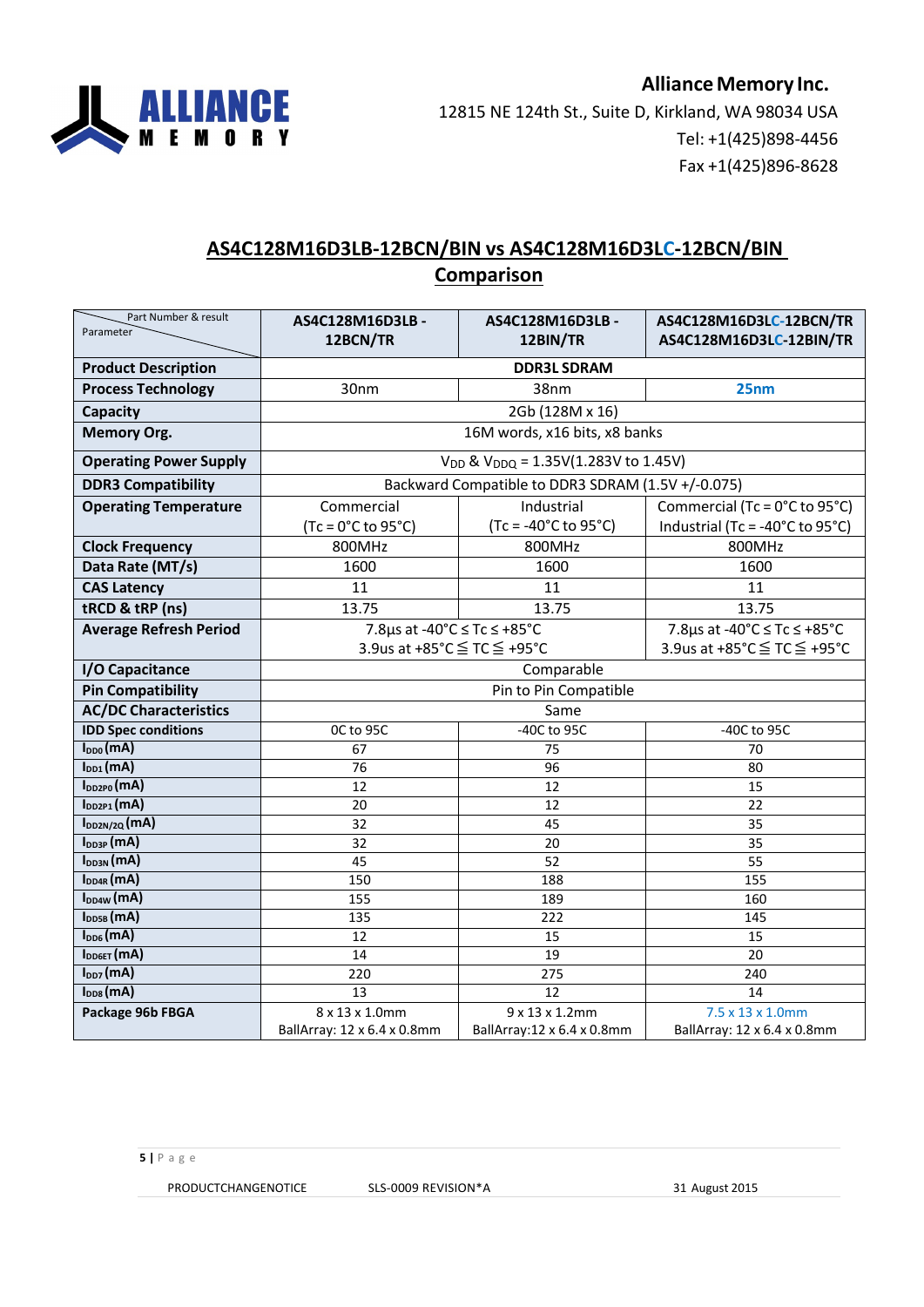**Alliance Memory Inc.**

12815 NE 124th St., Suite D, Kirkland, WA 98034 USA

Tel: +1(425)898-4456

Fax +1(425)896-8628

## AS4C128M16D3LB-12BCN/BIN vs AS4C128M16D3LC-12BCN/BIN Comparison

| Part Number & result / Parameter | AS4C128M16D3LB - 12BCN/TR | AS4C128M16D3LB - 12BIN/TR | AS4C128M16D3LC-12BCN/TR AS4C128M16D3LC-12BIN/TR |
|---|---|---|---|
| **Product Description** | DDR3L SDRAM | | |
| **Process Technology** | 30nm | 38nm | **25nm** |
| **Capacity** | 2Gb (128M x 16) | | |
| **Memory Org.** | 16M words, x16 bits, x8 banks | | |
| **Operating Power Supply** | $V_{DD}$ & $V_{DDQ}$ = 1.35V(1.283V to 1.45V) | | |
| **DDR3 Compatibility** | Backward Compatible to DDR3 SDRAM (1.5V +/-0.075) | | |
| **Operating Temperature** | Commercial (Tc = 0°C to 95°C) | Industrial (Tc = -40°C to 95°C) | Commercial (Tc = 0°C to 95°C) Industrial (Tc = -40°C to 95°C) |
| **Clock Frequency** | 800MHz | 800MHz | 800MHz |
| **Data Rate (MT/s)** | 1600 | 1600 | 1600 |
| **CAS Latency** | 11 | 11 | 11 |
| **tRCD & tRP (ns)** | 13.75 | 13.75 | 13.75 |
| **Average Refresh Period** | 7.8µs at -40°C ≤ Tc ≤ +85°C 3.9us at +85°C ≦ TC ≦ +95°C | | 7.8µs at -40°C ≤ Tc ≤ +85°C 3.9us at +85°C ≦ TC ≦ +95°C |
| **I/O Capacitance** | Comparable | | |
| **Pin Compatibility** | Pin to Pin Compatible | | |
| **AC/DC Characteristics** | Same | | |
| **IDD Spec conditions** | 0C to 95C | -40C to 95C | -40C to 95C |
| $I_{DD0}$ **(mA)** | 67 | 75 | 70 |
| $I_{DD1}$ **(mA)** | 76 | 96 | 80 |
| $I_{DD2P0}$ **(mA)** | 12 | 12 | 15 |
| $I_{DD2P1}$ **(mA)** | 20 | 12 | 22 |
| $I_{DD2N/2Q}$ **(mA)** | 32 | 45 | 35 |
| $I_{DD3P}$ **(mA)** | 32 | 20 | 35 |
| $I_{DD3N}$ **(mA)** | 45 | 52 | 55 |
| $I_{DD4R}$ **(mA)** | 150 | 188 | 155 |
| $I_{DD4W}$ **(mA)** | 155 | 189 | 160 |
| $I_{DD5B}$ **(mA)** | 135 | 222 | 145 |
| $I_{DD6}$ **(mA)** | 12 | 15 | 15 |
| $I_{DD6ET}$ **(mA)** | 14 | 19 | 20 |
| $I_{DD7}$ **(mA)** | 220 | 275 | 240 |
| $I_{DD8}$ **(mA)** | 13 | 12 | 14 |
| **Package 96b FBGA** | 8 x 13 x 1.0mm BallArray: 12 x 6.4 x 0.8mm | 9 x 13 x 1.2mm BallArray:12 x 6.4 x 0.8mm | 7.5 x 13 x 1.0mm BallArray: 12 x 6.4 x 0.8mm |

PRODUCTCHANGENOTICE SLS-0009 REVISION*A 31 August 2015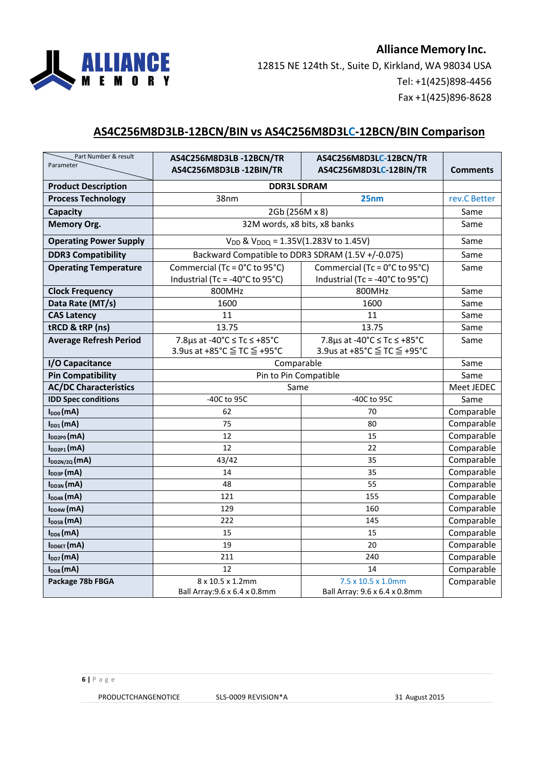**Alliance Memory Inc.**
12815 NE 124th St., Suite D, Kirkland, WA 98034 USA
Tel: +1(425)898-4456
Fax +1(425)896-8628

## AS4C256M8D3LB-12BCN/BIN vs AS4C256M8D3LC-12BCN/BIN Comparison

| Part Number & result / Parameter | AS4C256M8D3LB -12BCN/TR AS4C256M8D3LB -12BIN/TR | AS4C256M8D3LC-12BCN/TR AS4C256M8D3LC-12BIN/TR | Comments |
|---|---|---|---|
| **Product Description** | DDR3L SDRAM | | |
| **Process Technology** | 38nm | 25nm | rev.C Better |
| **Capacity** | 2Gb (256M x 8) | | Same |
| **Memory Org.** | 32M words, x8 bits, x8 banks | | Same |
| **Operating Power Supply** | $V_{DD}$ & $V_{DDQ}$ = 1.35V(1.283V to 1.45V) | | Same |
| **DDR3 Compatibility** | Backward Compatible to DDR3 SDRAM (1.5V +/-0.075) | | Same |
| **Operating Temperature** | Commercial (Tc = 0°C to 95°C) Industrial (Tc = -40°C to 95°C) | Commercial (Tc = 0°C to 95°C) Industrial (Tc = -40°C to 95°C) | Same |
| **Clock Frequency** | 800MHz | 800MHz | Same |
| **Data Rate (MT/s)** | 1600 | 1600 | Same |
| **CAS Latency** | 11 | 11 | Same |
| **tRCD & tRP (ns)** | 13.75 | 13.75 | Same |
| **Average Refresh Period** | 7.8µs at -40°C ≤ Tc ≤ +85°C 3.9us at +85°C ≦ TC ≦ +95°C | 7.8µs at -40°C ≤ Tc ≤ +85°C 3.9us at +85°C ≦ TC ≦ +95°C | Same |
| **I/O Capacitance** | Comparable | | Same |
| **Pin Compatibility** | Pin to Pin Compatible | | Same |
| **AC/DC Characteristics** | Same | | Meet JEDEC |
| **IDD Spec conditions** | -40C to 95C | -40C to 95C | Same |
| **$I_{DD0}$ (mA)** | 62 | 70 | Comparable |
| **$I_{DD1}$ (mA)** | 75 | 80 | Comparable |
| **$I_{DD2P0}$ (mA)** | 12 | 15 | Comparable |
| **$I_{DD2P1}$ (mA)** | 12 | 22 | Comparable |
| **$I_{DD2N/2Q}$ (mA)** | 43/42 | 35 | Comparable |
| **$I_{DD3P}$ (mA)** | 14 | 35 | Comparable |
| **$I_{DD3N}$ (mA)** | 48 | 55 | Comparable |
| **$I_{DD4R}$ (mA)** | 121 | 155 | Comparable |
| **$I_{DD4W}$ (mA)** | 129 | 160 | Comparable |
| **$I_{DD5B}$ (mA)** | 222 | 145 | Comparable |
| **$I_{DD6}$ (mA)** | 15 | 15 | Comparable |
| **$I_{DD6ET}$ (mA)** | 19 | 20 | Comparable |
| **$I_{DD7}$ (mA)** | 211 | 240 | Comparable |
| **$I_{DD8}$ (mA)** | 12 | 14 | Comparable |
| **Package 78b FBGA** | 8 x 10.5 x 1.2mm Ball Array:9.6 x 6.4 x 0.8mm | 7.5 x 10.5 x 1.0mm Ball Array: 9.6 x 6.4 x 0.8mm | Comparable |

PRODUCTCHANGENOTICE SLS-0009 REVISION*A 31 August 2015